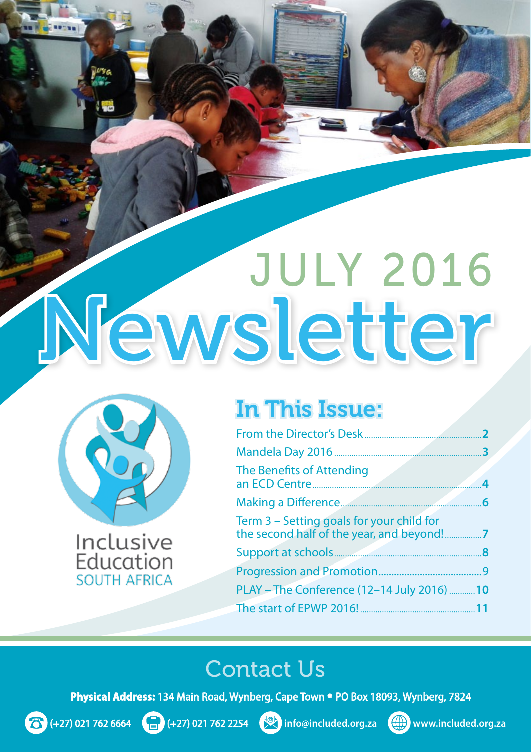# JULY 2016 Newsletter

Inclusive Education SOUTH AFRICA

## In This Issue:

| | |
|---|---|
| From the Director's Desk | 2 |
| Mandela Day 2016 | 3 |
| The Benefits of Attending an ECD Centre | 4 |
| Making a Difference | 6 |
| Term 3 – Setting goals for your child for the second half of the year, and beyond! | 7 |
| Support at schools | 8 |
| Progression and Promotion | 9 |
| PLAY – The Conference (12–14 July 2016) | 10 |
| The start of EPWP 2016! | 11 |

## Contact Us

**Physical Address:** 134 Main Road, Wynberg, Cape Town • PO Box 18093, Wynberg, 7824

(+27) 021 762 6664 (+27) 021 762 2254 info@included.org.za www.included.org.za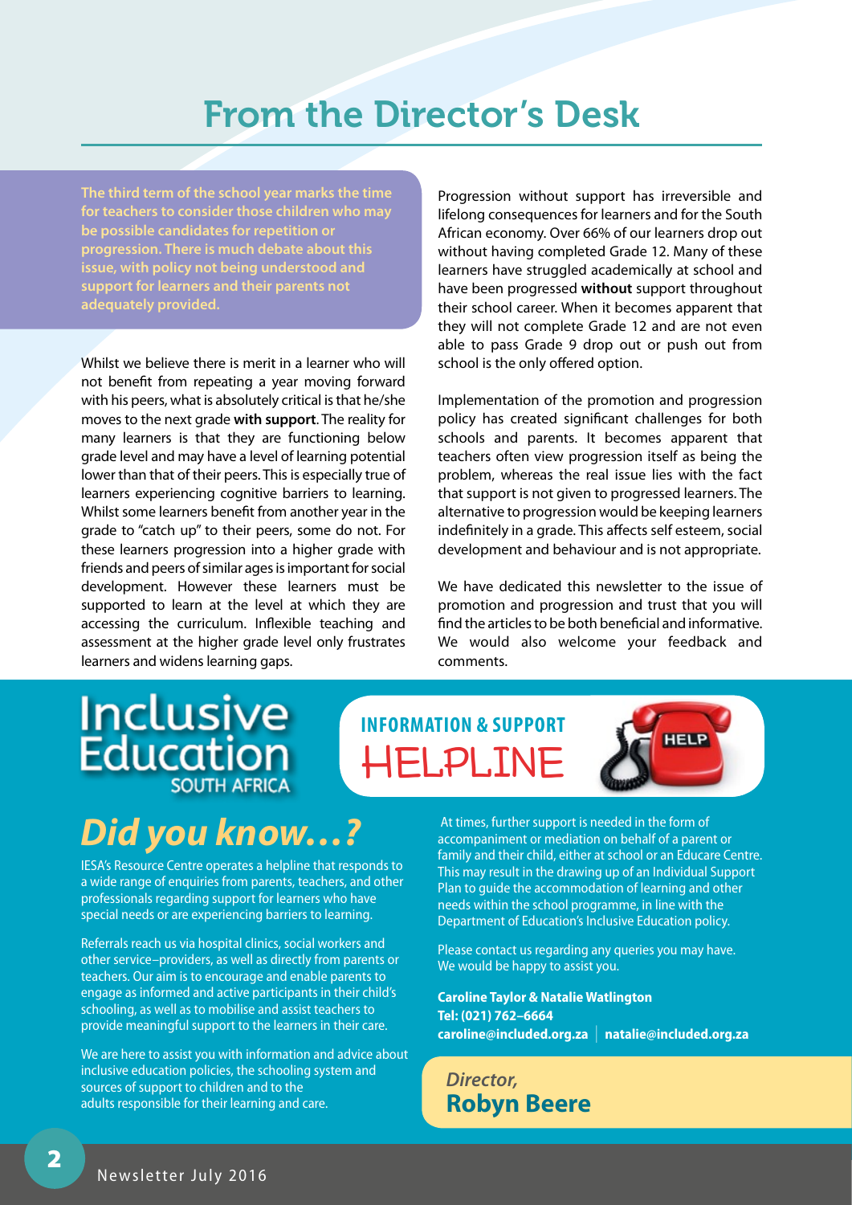# From the Director's Desk

**The third term of the school year marks the time for teachers to consider those children who may be possible candidates for repetition or progression. There is much debate about this issue, with policy not being understood and support for learners and their parents not adequately provided.**

Whilst we believe there is merit in a learner who will not benefit from repeating a year moving forward with his peers, what is absolutely critical is that he/she moves to the next grade **with support**. The reality for many learners is that they are functioning below grade level and may have a level of learning potential lower than that of their peers. This is especially true of learners experiencing cognitive barriers to learning. Whilst some learners benefit from another year in the grade to "catch up" to their peers, some do not. For these learners progression into a higher grade with friends and peers of similar ages is important for social development. However these learners must be supported to learn at the level at which they are accessing the curriculum. Inflexible teaching and assessment at the higher grade level only frustrates learners and widens learning gaps.

Progression without support has irreversible and lifelong consequences for learners and for the South African economy. Over 66% of our learners drop out without having completed Grade 12. Many of these learners have struggled academically at school and have been progressed **without** support throughout their school career. When it becomes apparent that they will not complete Grade 12 and are not even able to pass Grade 9 drop out or push out from school is the only offered option.

Implementation of the promotion and progression policy has created significant challenges for both schools and parents. It becomes apparent that teachers often view progression itself as being the problem, whereas the real issue lies with the fact that support is not given to progressed learners. The alternative to progression would be keeping learners indefinitely in a grade. This affects self esteem, social development and behaviour and is not appropriate.

We have dedicated this newsletter to the issue of promotion and progression and trust that you will find the articles to be both beneficial and informative. We would also welcome your feedback and comments.

*Director,*
**Robyn Beere**

Inclusive Education SOUTH AFRICA

## INFORMATION & SUPPORT HELPLINE

## *Did you know…?*

IESA's Resource Centre operates a helpline that responds to a wide range of enquiries from parents, teachers, and other professionals regarding support for learners who have special needs or are experiencing barriers to learning.

Referrals reach us via hospital clinics, social workers and other service–providers, as well as directly from parents or teachers. Our aim is to encourage and enable parents to engage as informed and active participants in their child's schooling, as well as to mobilise and assist teachers to provide meaningful support to the learners in their care.

We are here to assist you with information and advice about inclusive education policies, the schooling system and sources of support to children and to the adults responsible for their learning and care.

At times, further support is needed in the form of accompaniment or mediation on behalf of a parent or family and their child, either at school or an Educare Centre. This may result in the drawing up of an Individual Support Plan to guide the accommodation of learning and other needs within the school programme, in line with the Department of Education's Inclusive Education policy.

Please contact us regarding any queries you may have. We would be happy to assist you.

**Caroline Taylor & Natalie Watlington**
**Tel: (021) 762–6664**
**caroline@included.org.za | natalie@included.org.za**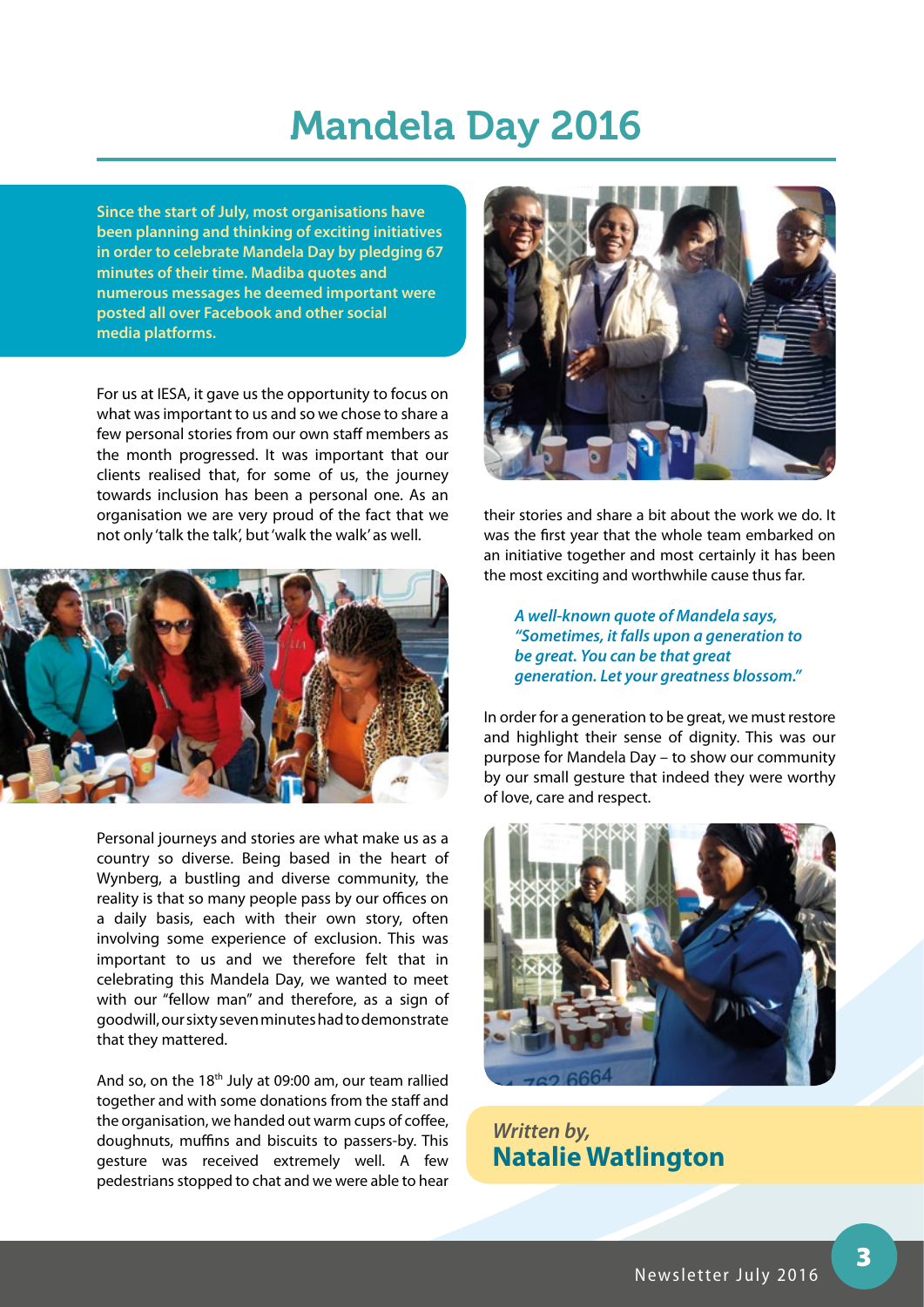# Mandela Day 2016

**Since the start of July, most organisations have been planning and thinking of exciting initiatives in order to celebrate Mandela Day by pledging 67 minutes of their time. Madiba quotes and numerous messages he deemed important were posted all over Facebook and other social media platforms.**

For us at IESA, it gave us the opportunity to focus on what was important to us and so we chose to share a few personal stories from our own staff members as the month progressed. It was important that our clients realised that, for some of us, the journey towards inclusion has been a personal one. As an organisation we are very proud of the fact that we not only 'talk the talk', but 'walk the walk' as well.

Personal journeys and stories are what make us as a country so diverse. Being based in the heart of Wynberg, a bustling and diverse community, the reality is that so many people pass by our offices on a daily basis, each with their own story, often involving some experience of exclusion. This was important to us and we therefore felt that in celebrating this Mandela Day, we wanted to meet with our "fellow man" and therefore, as a sign of goodwill, our sixty seven minutes had to demonstrate that they mattered.

And so, on the 18th July at 09:00 am, our team rallied together and with some donations from the staff and the organisation, we handed out warm cups of coffee, doughnuts, muffins and biscuits to passers-by. This gesture was received extremely well. A few pedestrians stopped to chat and we were able to hear their stories and share a bit about the work we do. It was the first year that the whole team embarked on an initiative together and most certainly it has been the most exciting and worthwhile cause thus far.

***A well-known quote of Mandela says, "Sometimes, it falls upon a generation to be great. You can be that great generation. Let your greatness blossom."***

In order for a generation to be great, we must restore and highlight their sense of dignity. This was our purpose for Mandela Day – to show our community by our small gesture that indeed they were worthy of love, care and respect.

*Written by,*
**Natalie Watlington**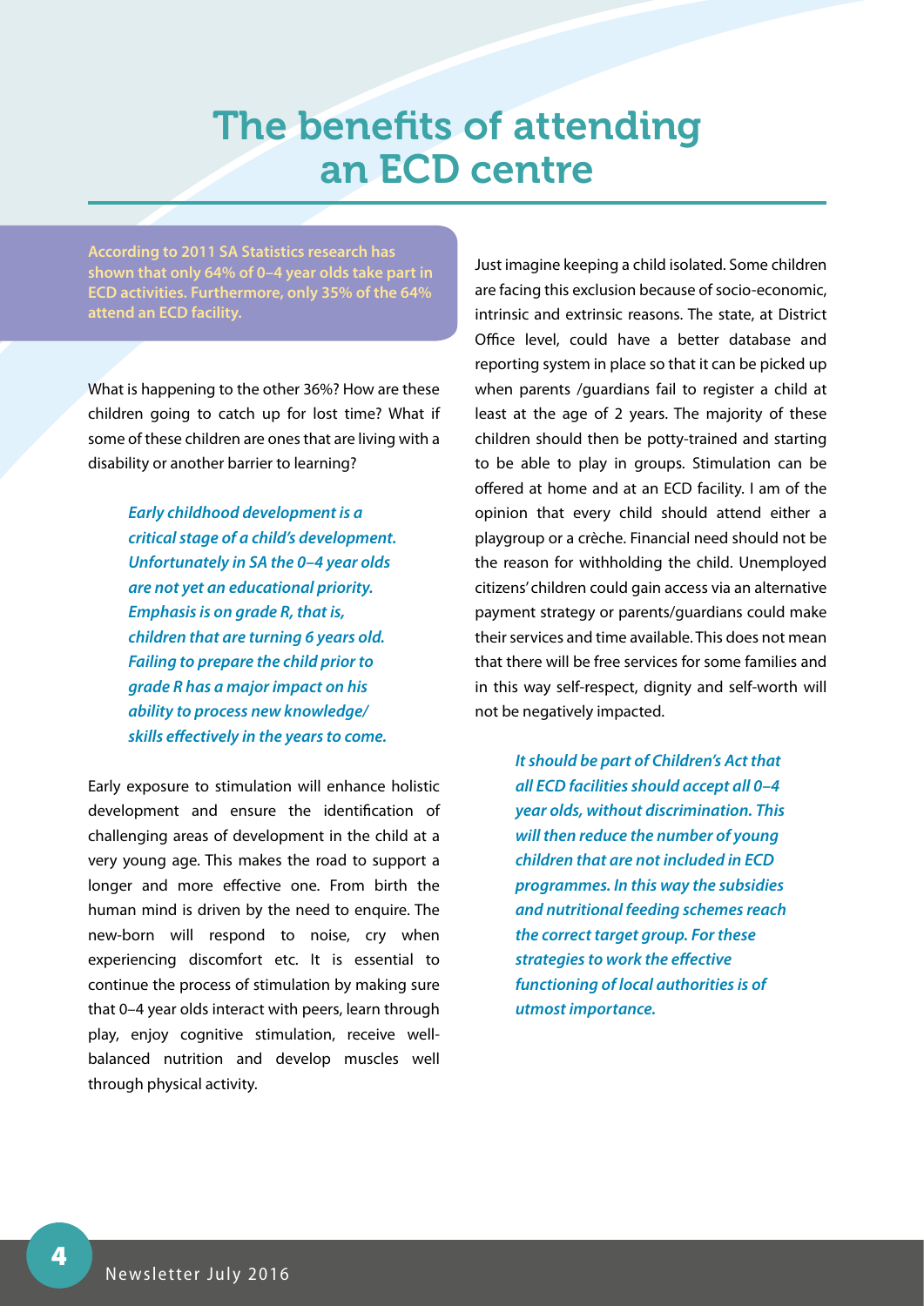# The benefits of attending an ECD centre

**According to 2011 SA Statistics research has shown that only 64% of 0–4 year olds take part in ECD activities. Furthermore, only 35% of the 64% attend an ECD facility.**

What is happening to the other 36%? How are these children going to catch up for lost time? What if some of these children are ones that are living with a disability or another barrier to learning?

***Early childhood development is a critical stage of a child's development. Unfortunately in SA the 0–4 year olds are not yet an educational priority. Emphasis is on grade R, that is, children that are turning 6 years old. Failing to prepare the child prior to grade R has a major impact on his ability to process new knowledge/ skills effectively in the years to come.***

Early exposure to stimulation will enhance holistic development and ensure the identification of challenging areas of development in the child at a very young age. This makes the road to support a longer and more effective one. From birth the human mind is driven by the need to enquire. The new-born will respond to noise, cry when experiencing discomfort etc. It is essential to continue the process of stimulation by making sure that 0–4 year olds interact with peers, learn through play, enjoy cognitive stimulation, receive well-balanced nutrition and develop muscles well through physical activity.

Just imagine keeping a child isolated. Some children are facing this exclusion because of socio-economic, intrinsic and extrinsic reasons. The state, at District Office level, could have a better database and reporting system in place so that it can be picked up when parents /guardians fail to register a child at least at the age of 2 years. The majority of these children should then be potty-trained and starting to be able to play in groups. Stimulation can be offered at home and at an ECD facility. I am of the opinion that every child should attend either a playgroup or a crèche. Financial need should not be the reason for withholding the child. Unemployed citizens' children could gain access via an alternative payment strategy or parents/guardians could make their services and time available. This does not mean that there will be free services for some families and in this way self-respect, dignity and self-worth will not be negatively impacted.

***It should be part of Children's Act that all ECD facilities should accept all 0–4 year olds, without discrimination. This will then reduce the number of young children that are not included in ECD programmes. In this way the subsidies and nutritional feeding schemes reach the correct target group. For these strategies to work the effective functioning of local authorities is of utmost importance.***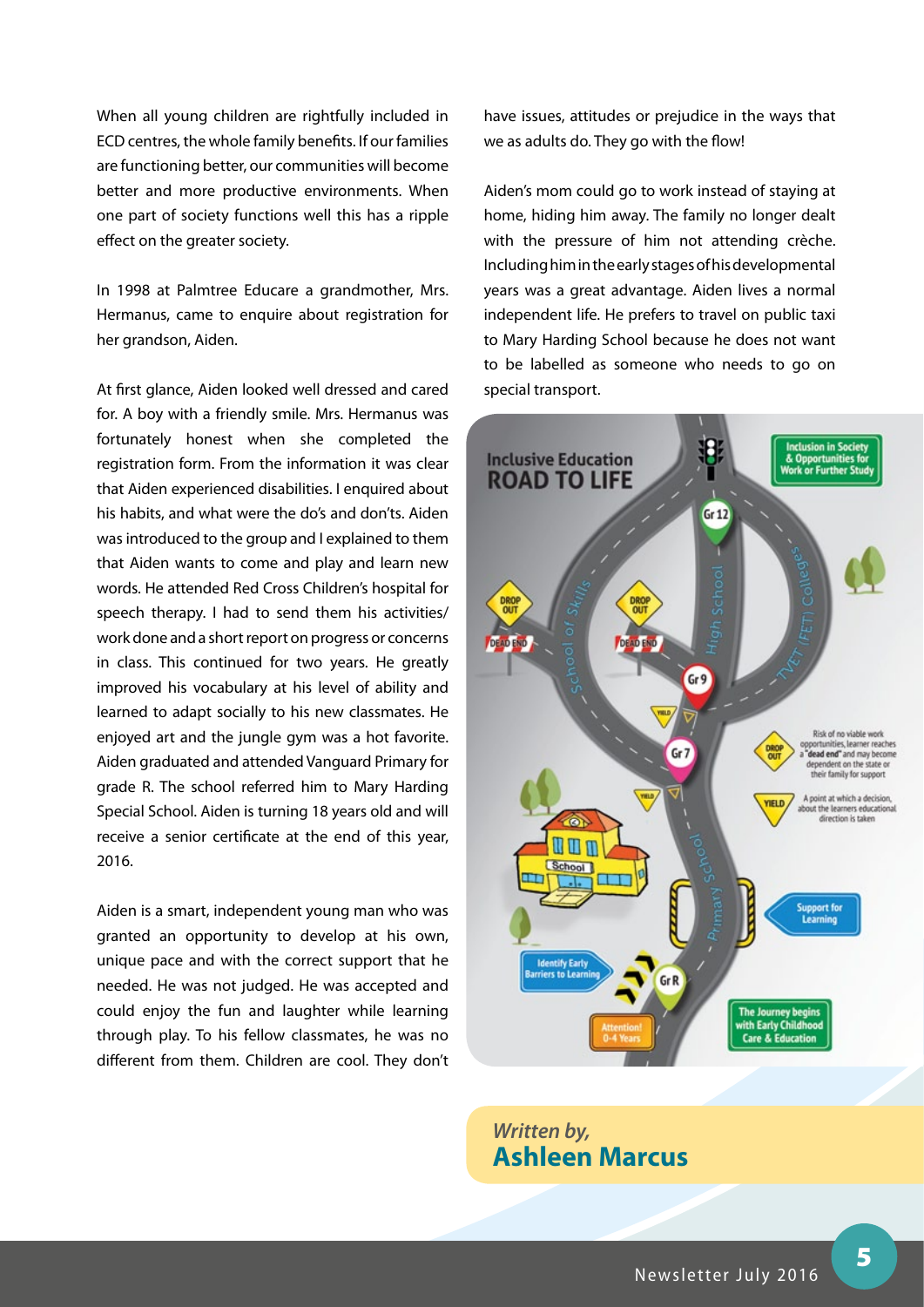When all young children are rightfully included in ECD centres, the whole family benefits. If our families are functioning better, our communities will become better and more productive environments. When one part of society functions well this has a ripple effect on the greater society.

In 1998 at Palmtree Educare a grandmother, Mrs. Hermanus, came to enquire about registration for her grandson, Aiden.

At first glance, Aiden looked well dressed and cared for. A boy with a friendly smile. Mrs. Hermanus was fortunately honest when she completed the registration form. From the information it was clear that Aiden experienced disabilities. I enquired about his habits, and what were the do's and don'ts. Aiden was introduced to the group and I explained to them that Aiden wants to come and play and learn new words. He attended Red Cross Children's hospital for speech therapy. I had to send them his activities/ work done and a short report on progress or concerns in class. This continued for two years. He greatly improved his vocabulary at his level of ability and learned to adapt socially to his new classmates. He enjoyed art and the jungle gym was a hot favorite. Aiden graduated and attended Vanguard Primary for grade R. The school referred him to Mary Harding Special School. Aiden is turning 18 years old and will receive a senior certificate at the end of this year, 2016.

Aiden is a smart, independent young man who was granted an opportunity to develop at his own, unique pace and with the correct support that he needed. He was not judged. He was accepted and could enjoy the fun and laughter while learning through play. To his fellow classmates, he was no different from them. Children are cool. They don't have issues, attitudes or prejudice in the ways that we as adults do. They go with the flow!

Aiden's mom could go to work instead of staying at home, hiding him away. The family no longer dealt with the pressure of him not attending crèche. Including him in the early stages of his developmental years was a great advantage. Aiden lives a normal independent life. He prefers to travel on public taxi to Mary Harding School because he does not want to be labelled as someone who needs to go on special transport.

**Inclusive Education**
**ROAD TO LIFE**

Inclusion in Society & Opportunities for Work or Further Study

Gr 12 — High School — TVET (FET) Colleges — School of Skills

DROP OUT — DEAD END

Gr 9 — Gr 7 — Primary School — Gr R

Risk of no viable work opportunities, learner reaches a "dead end" and may become dependent on the state or their family for support

YIELD — A point at which a decision, about the learners educational direction is taken

Support for Learning

Identify Early Barriers to Learning

Attention! 0-4 Years

The Journey begins with Early Childhood Care & Education

*Written by,*
**Ashleen Marcus**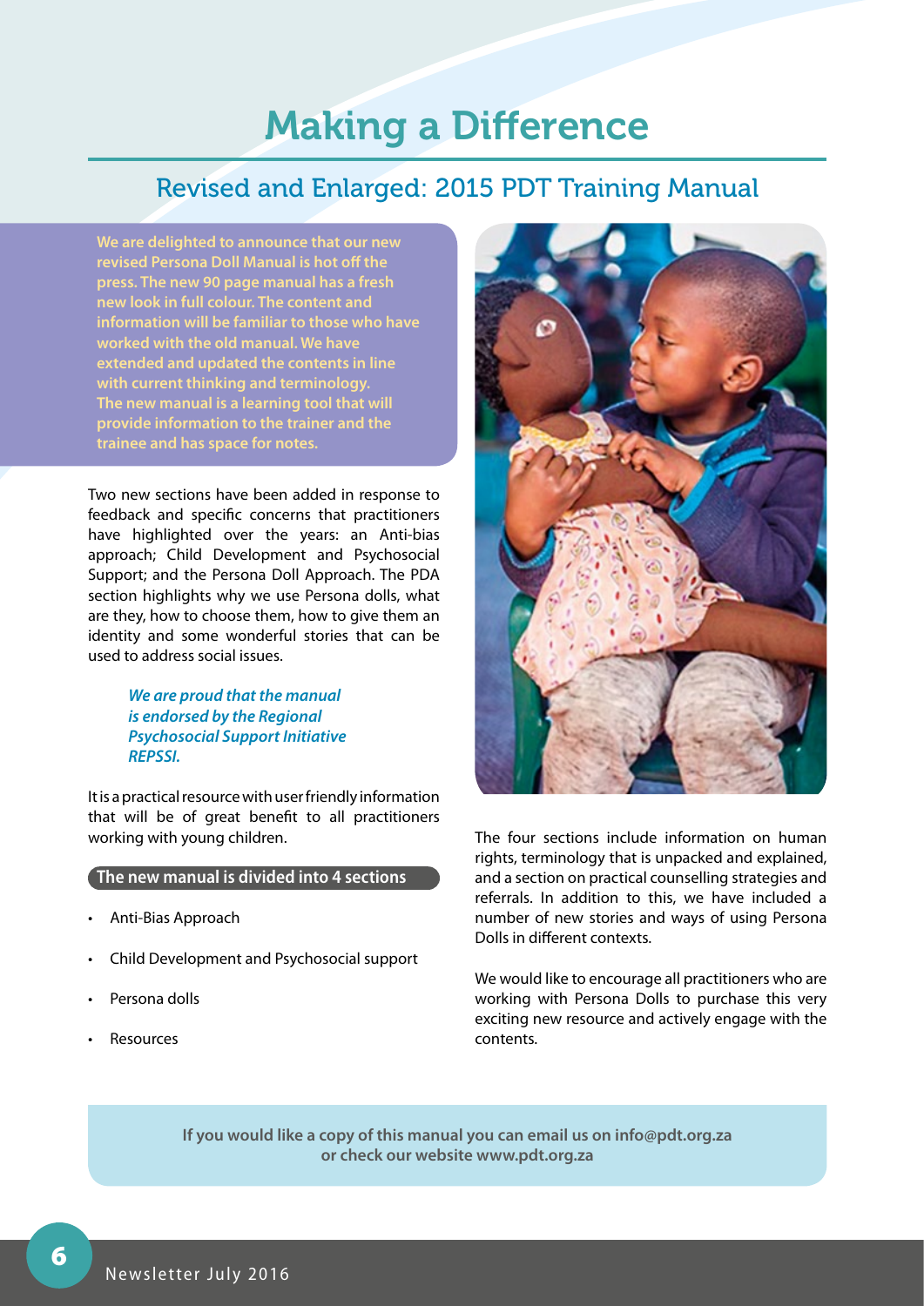# Making a Difference

## Revised and Enlarged: 2015 PDT Training Manual

**We are delighted to announce that our new revised Persona Doll Manual is hot off the press. The new 90 page manual has a fresh new look in full colour. The content and information will be familiar to those who have worked with the old manual. We have extended and updated the contents in line with current thinking and terminology. The new manual is a learning tool that will provide information to the trainer and the trainee and has space for notes.**

Two new sections have been added in response to feedback and specific concerns that practitioners have highlighted over the years: an Anti-bias approach; Child Development and Psychosocial Support; and the Persona Doll Approach. The PDA section highlights why we use Persona dolls, what are they, how to choose them, how to give them an identity and some wonderful stories that can be used to address social issues.

***We are proud that the manual is endorsed by the Regional Psychosocial Support Initiative REPSSI.***

It is a practical resource with user friendly information that will be of great benefit to all practitioners working with young children.

**The new manual is divided into 4 sections**

- Anti-Bias Approach
- Child Development and Psychosocial support
- Persona dolls
- Resources

The four sections include information on human rights, terminology that is unpacked and explained, and a section on practical counselling strategies and referrals. In addition to this, we have included a number of new stories and ways of using Persona Dolls in different contexts.

We would like to encourage all practitioners who are working with Persona Dolls to purchase this very exciting new resource and actively engage with the contents.

**If you would like a copy of this manual you can email us on info@pdt.org.za or check our website www.pdt.org.za**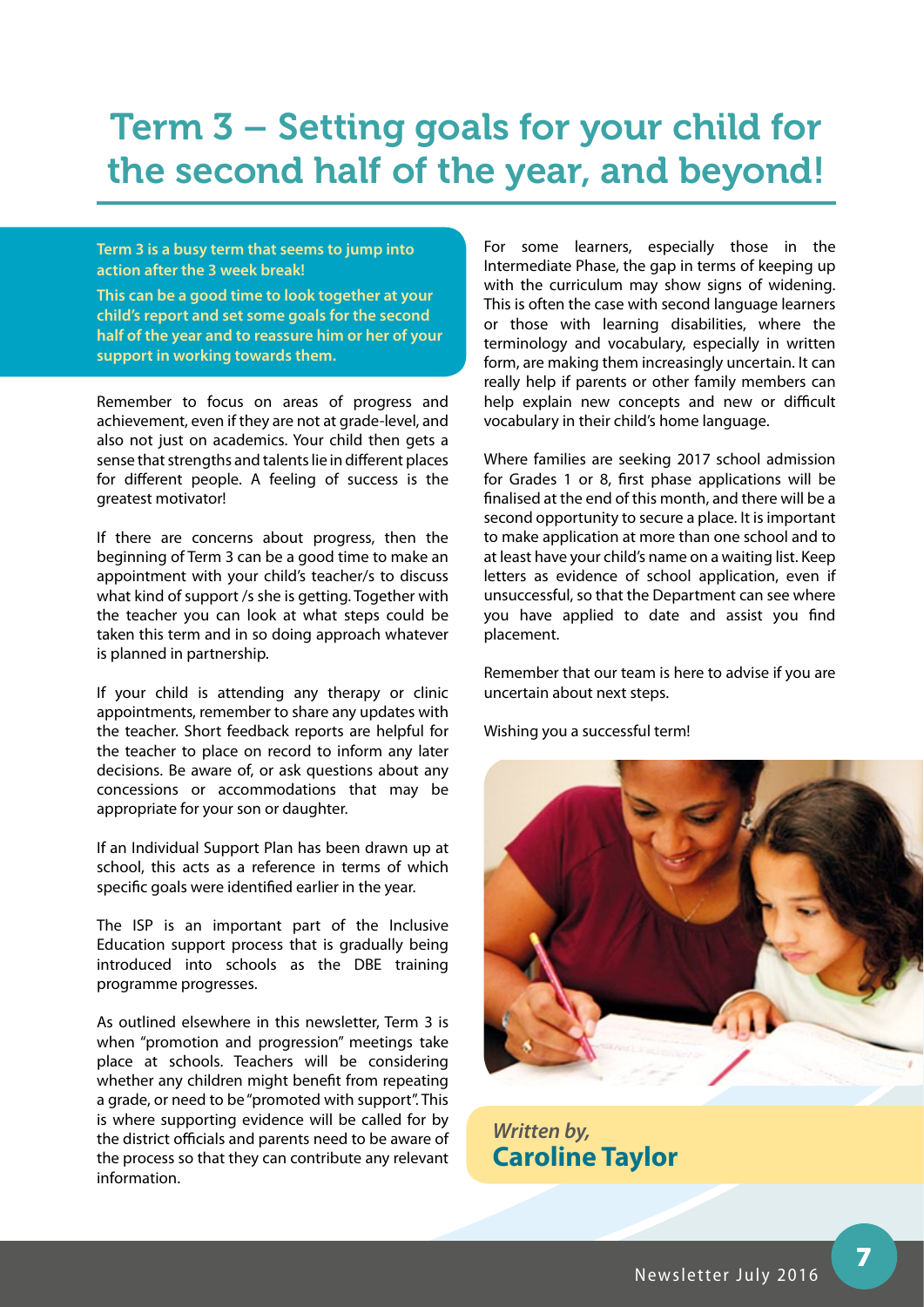# Term 3 – Setting goals for your child for the second half of the year, and beyond!

**Term 3 is a busy term that seems to jump into action after the 3 week break!**

**This can be a good time to look together at your child's report and set some goals for the second half of the year and to reassure him or her of your support in working towards them.**

Remember to focus on areas of progress and achievement, even if they are not at grade-level, and also not just on academics. Your child then gets a sense that strengths and talents lie in different places for different people. A feeling of success is the greatest motivator!

If there are concerns about progress, then the beginning of Term 3 can be a good time to make an appointment with your child's teacher/s to discuss what kind of support /s she is getting. Together with the teacher you can look at what steps could be taken this term and in so doing approach whatever is planned in partnership.

If your child is attending any therapy or clinic appointments, remember to share any updates with the teacher. Short feedback reports are helpful for the teacher to place on record to inform any later decisions. Be aware of, or ask questions about any concessions or accommodations that may be appropriate for your son or daughter.

If an Individual Support Plan has been drawn up at school, this acts as a reference in terms of which specific goals were identified earlier in the year.

The ISP is an important part of the Inclusive Education support process that is gradually being introduced into schools as the DBE training programme progresses.

As outlined elsewhere in this newsletter, Term 3 is when "promotion and progression" meetings take place at schools. Teachers will be considering whether any children might benefit from repeating a grade, or need to be "promoted with support". This is where supporting evidence will be called for by the district officials and parents need to be aware of the process so that they can contribute any relevant information.

For some learners, especially those in the Intermediate Phase, the gap in terms of keeping up with the curriculum may show signs of widening. This is often the case with second language learners or those with learning disabilities, where the terminology and vocabulary, especially in written form, are making them increasingly uncertain. It can really help if parents or other family members can help explain new concepts and new or difficult vocabulary in their child's home language.

Where families are seeking 2017 school admission for Grades 1 or 8, first phase applications will be finalised at the end of this month, and there will be a second opportunity to secure a place. It is important to make application at more than one school and to at least have your child's name on a waiting list. Keep letters as evidence of school application, even if unsuccessful, so that the Department can see where you have applied to date and assist you find placement.

Remember that our team is here to advise if you are uncertain about next steps.

Wishing you a successful term!

*Written by,*
**Caroline Taylor**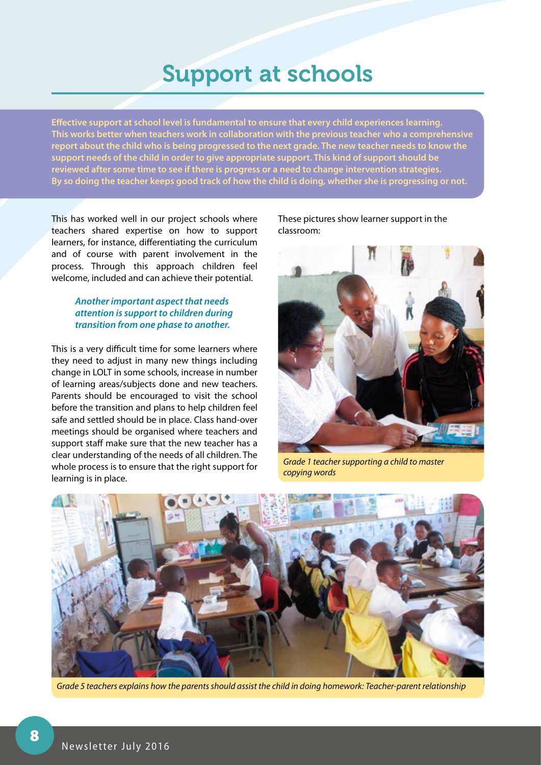# Support at schools

**Effective support at school level is fundamental to ensure that every child experiences learning. This works better when teachers work in collaboration with the previous teacher who a comprehensive report about the child who is being progressed to the next grade. The new teacher needs to know the support needs of the child in order to give appropriate support. This kind of support should be reviewed after some time to see if there is progress or a need to change intervention strategies. By so doing the teacher keeps good track of how the child is doing, whether she is progressing or not.**

This has worked well in our project schools where teachers shared expertise on how to support learners, for instance, differentiating the curriculum and of course with parent involvement in the process. Through this approach children feel welcome, included and can achieve their potential.

***Another important aspect that needs attention is support to children during transition from one phase to another.***

This is a very difficult time for some learners where they need to adjust in many new things including change in LOLT in some schools, increase in number of learning areas/subjects done and new teachers. Parents should be encouraged to visit the school before the transition and plans to help children feel safe and settled should be in place. Class hand-over meetings should be organised where teachers and support staff make sure that the new teacher has a clear understanding of the needs of all children. The whole process is to ensure that the right support for learning is in place.

These pictures show learner support in the classroom:

*Grade 1 teacher supporting a child to master copying words*

*Grade 5 teachers explains how the parents should assist the child in doing homework: Teacher-parent relationship*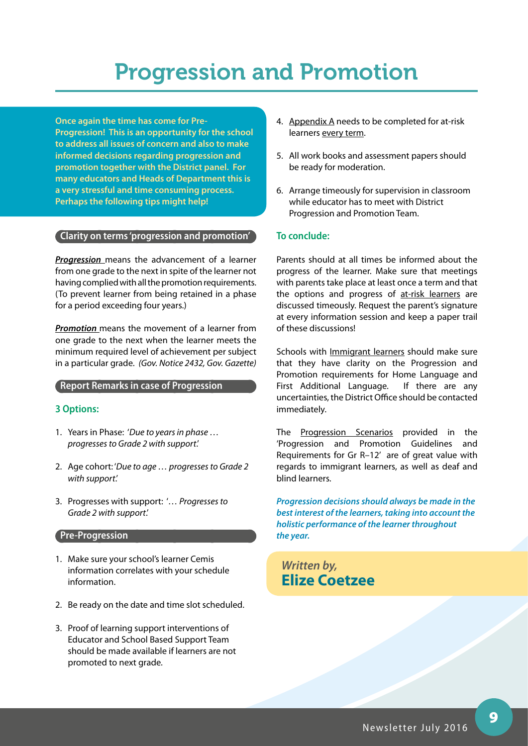# Progression and Promotion

**Once again the time has come for Pre-Progression! This is an opportunity for the school to address all issues of concern and also to make informed decisions regarding progression and promotion together with the District panel. For many educators and Heads of Department this is a very stressful and time consuming process. Perhaps the following tips might help!**

## Clarity on terms 'progression and promotion'

***Progression*** means the advancement of a learner from one grade to the next in spite of the learner not having complied with all the promotion requirements. (To prevent learner from being retained in a phase for a period exceeding four years.)

***Promotion*** means the movement of a learner from one grade to the next when the learner meets the minimum required level of achievement per subject in a particular grade. *(Gov. Notice 2432, Gov. Gazette)*

## Report Remarks in case of Progression

### 3 Options:

1. Years in Phase: '*Due to years in phase … progresses to Grade 2 with support.*'
2. Age cohort: '*Due to age … progresses to Grade 2 with support.*'
3. Progresses with support: '… *Progresses to Grade 2 with support.*'

## Pre-Progression

1. Make sure your school's learner Cemis information correlates with your schedule information.
2. Be ready on the date and time slot scheduled.
3. Proof of learning support interventions of Educator and School Based Support Team should be made available if learners are not promoted to next grade.
4. Appendix A needs to be completed for at-risk learners every term.
5. All work books and assessment papers should be ready for moderation.
6. Arrange timeously for supervision in classroom while educator has to meet with District Progression and Promotion Team.

### To conclude:

Parents should at all times be informed about the progress of the learner. Make sure that meetings with parents take place at least once a term and that the options and progress of at-risk learners are discussed timeously. Request the parent's signature at every information session and keep a paper trail of these discussions!

Schools with Immigrant learners should make sure that they have clarity on the Progression and Promotion requirements for Home Language and First Additional Language. If there are any uncertainties, the District Office should be contacted immediately.

The Progression Scenarios provided in the 'Progression and Promotion Guidelines and Requirements for Gr R–12' are of great value with regards to immigrant learners, as well as deaf and blind learners.

***Progression decisions should always be made in the best interest of the learners, taking into account the holistic performance of the learner throughout the year.***

*Written by,*
**Elize Coetzee**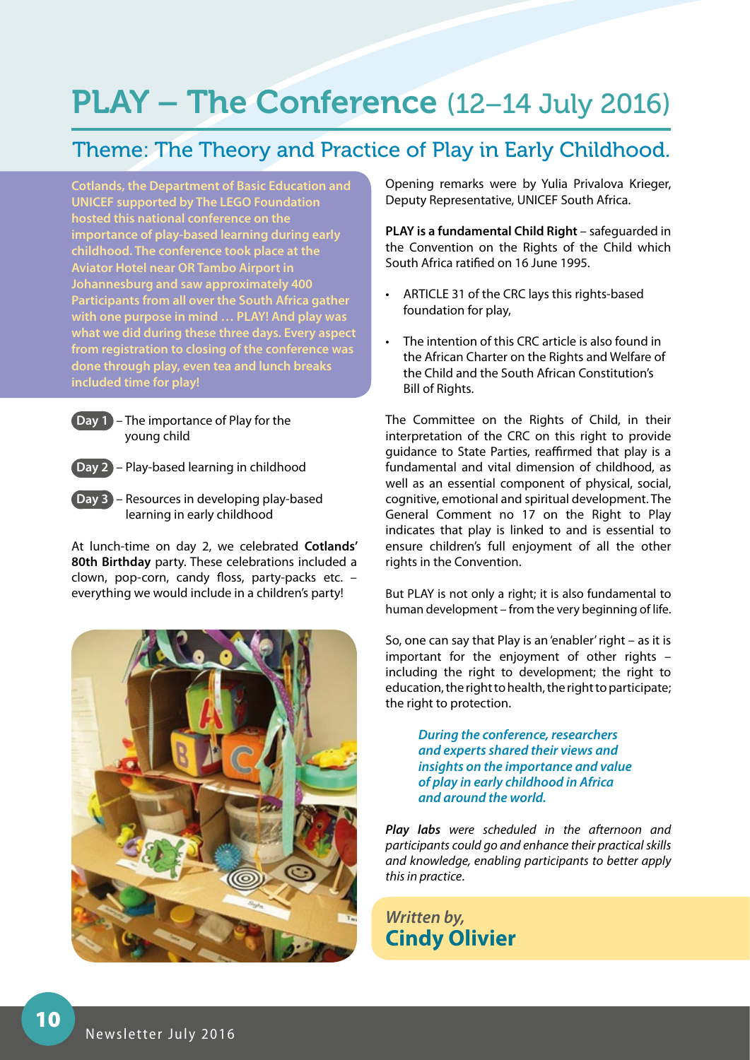# PLAY – The Conference (12–14 July 2016)

## Theme: The Theory and Practice of Play in Early Childhood.

**Cotlands, the Department of Basic Education and UNICEF supported by The LEGO Foundation hosted this national conference on the importance of play-based learning during early childhood. The conference took place at the Aviator Hotel near OR Tambo Airport in Johannesburg and saw approximately 400 Participants from all over the South Africa gather with one purpose in mind … PLAY! And play was what we did during these three days. Every aspect from registration to closing of the conference was done through play, even tea and lunch breaks included time for play!**

**Day 1** – The importance of Play for the young child

**Day 2** – Play-based learning in childhood

**Day 3** – Resources in developing play-based learning in early childhood

At lunch-time on day 2, we celebrated **Cotlands' 80th Birthday** party. These celebrations included a clown, pop-corn, candy floss, party-packs etc. – everything we would include in a children's party!

Opening remarks were by Yulia Privalova Krieger, Deputy Representative, UNICEF South Africa.

**PLAY is a fundamental Child Right** – safeguarded in the Convention on the Rights of the Child which South Africa ratified on 16 June 1995.

- ARTICLE 31 of the CRC lays this rights-based foundation for play,
- The intention of this CRC article is also found in the African Charter on the Rights and Welfare of the Child and the South African Constitution's Bill of Rights.

The Committee on the Rights of Child, in their interpretation of the CRC on this right to provide guidance to State Parties, reaffirmed that play is a fundamental and vital dimension of childhood, as well as an essential component of physical, social, cognitive, emotional and spiritual development. The General Comment no 17 on the Right to Play indicates that play is linked to and is essential to ensure children's full enjoyment of all the other rights in the Convention.

But PLAY is not only a right; it is also fundamental to human development – from the very beginning of life.

So, one can say that Play is an 'enabler' right – as it is important for the enjoyment of other rights – including the right to development; the right to education, the right to health, the right to participate; the right to protection.

***During the conference, researchers and experts shared their views and insights on the importance and value of play in early childhood in Africa and around the world.***

***Play labs*** *were scheduled in the afternoon and participants could go and enhance their practical skills and knowledge, enabling participants to better apply this in practice.*

*Written by,*
**Cindy Olivier**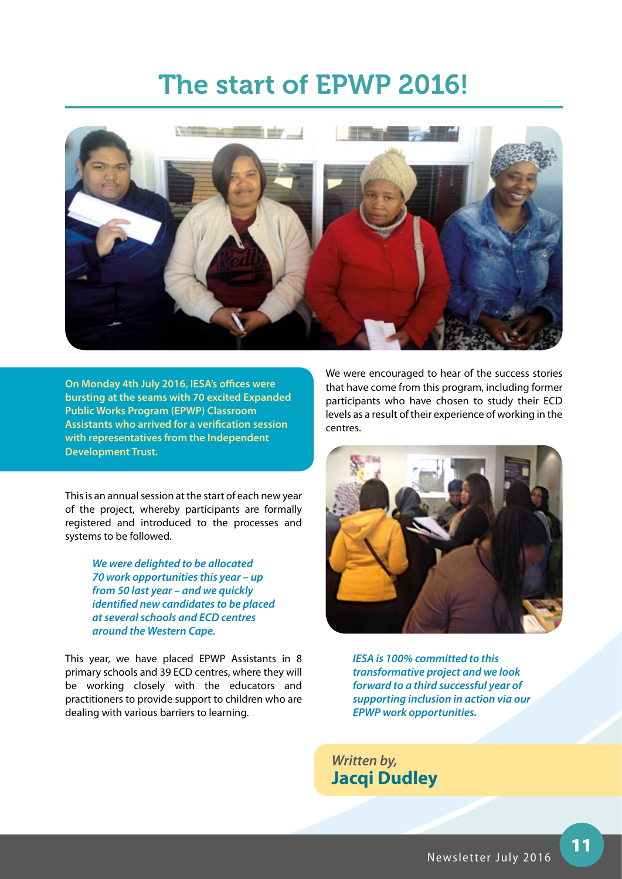# The start of EPWP 2016!

**On Monday 4th July 2016, IESA's offices were bursting at the seams with 70 excited Expanded Public Works Program (EPWP) Classroom Assistants who arrived for a verification session with representatives from the Independent Development Trust.**

This is an annual session at the start of each new year of the project, whereby participants are formally registered and introduced to the processes and systems to be followed.

> ***We were delighted to be allocated 70 work opportunities this year – up from 50 last year – and we quickly identified new candidates to be placed at several schools and ECD centres around the Western Cape.***

This year, we have placed EPWP Assistants in 8 primary schools and 39 ECD centres, where they will be working closely with the educators and practitioners to provide support to children who are dealing with various barriers to learning.

We were encouraged to hear of the success stories that have come from this program, including former participants who have chosen to study their ECD levels as a result of their experience of working in the centres.

> ***IESA is 100% committed to this transformative project and we look forward to a third successful year of supporting inclusion in action via our EPWP work opportunities.***

*Written by,*
**Jacqi Dudley**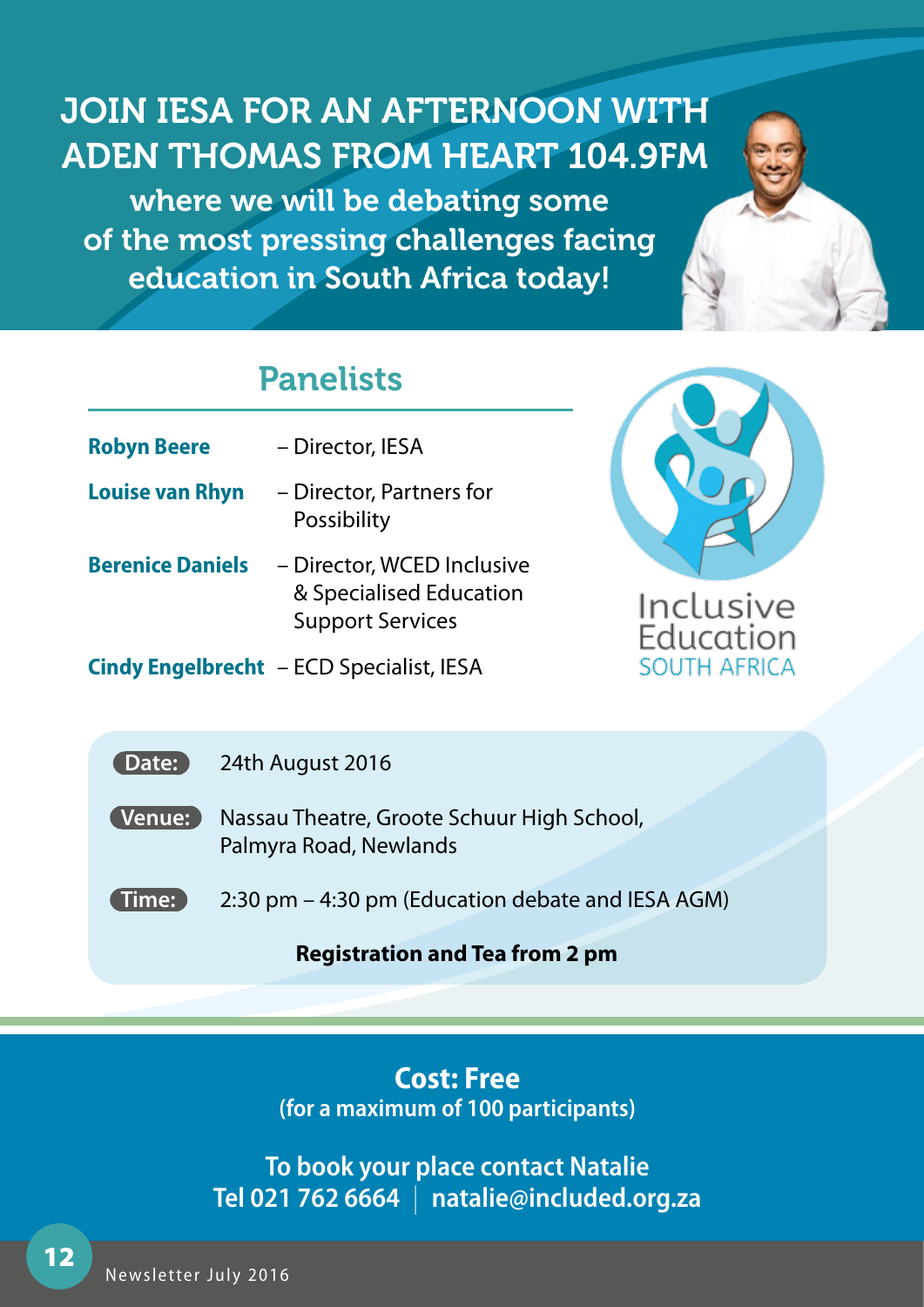# JOIN IESA FOR AN AFTERNOON WITH ADEN THOMAS FROM HEART 104.9FM

**where we will be debating some of the most pressing challenges facing education in South Africa today!**

## Panelists

**Robyn Beere** – Director, IESA

**Louise van Rhyn** – Director, Partners for Possibility

**Berenice Daniels** – Director, WCED Inclusive & Specialised Education Support Services

**Cindy Engelbrecht** – ECD Specialist, IESA

Inclusive Education SOUTH AFRICA

**Date:** 24th August 2016

**Venue:** Nassau Theatre, Groote Schuur High School, Palmyra Road, Newlands

**Time:** 2:30 pm – 4:30 pm (Education debate and IESA AGM)

**Registration and Tea from 2 pm**

**Cost: Free**
**(for a maximum of 100 participants)**

**To book your place contact Natalie**
**Tel 021 762 6664 | natalie@included.org.za**